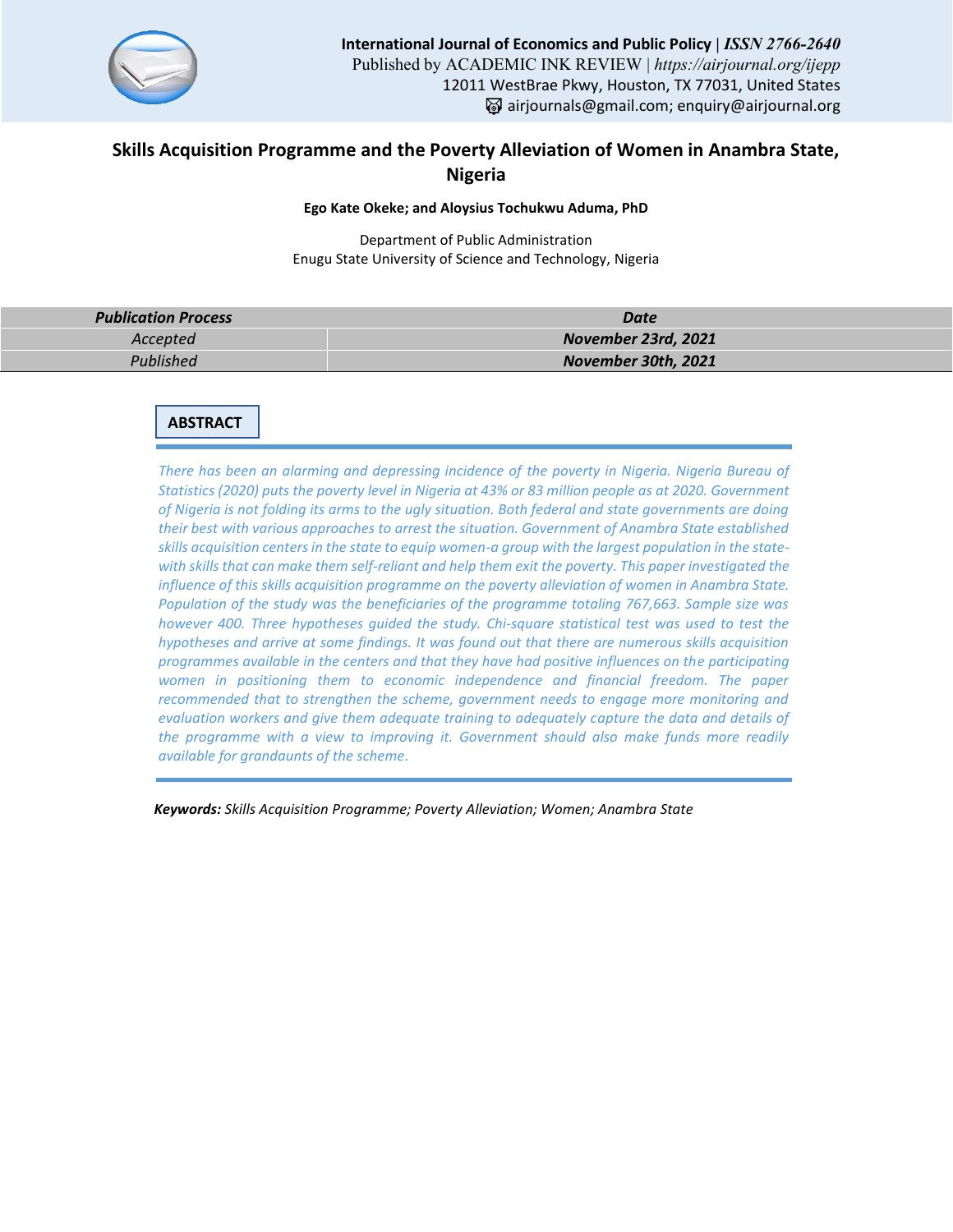International Journal of Economics and Public Policy | *ISSN 2766-2640*
Published by ACADEMIC INK REVIEW | *https://airjournal.org/ijepp*
12011 WestBrae Pkwy, Houston, TX 77031, United States
airjournals@gmail.com; enquiry@airjournal.org

# Skills Acquisition Programme and the Poverty Alleviation of Women in Anambra State, Nigeria

**Ego Kate Okeke; and Aloysius Tochukwu Aduma, PhD**

Department of Public Administration
Enugu State University of Science and Technology, Nigeria

| *Publication Process* | *Date* |
|---|---|
| *Accepted* | ***November 23rd, 2021*** |
| *Published* | ***November 30th, 2021*** |

## ABSTRACT

*There has been an alarming and depressing incidence of the poverty in Nigeria. Nigeria Bureau of Statistics (2020) puts the poverty level in Nigeria at 43% or 83 million people as at 2020. Government of Nigeria is not folding its arms to the ugly situation. Both federal and state governments are doing their best with various approaches to arrest the situation. Government of Anambra State established skills acquisition centers in the state to equip women-a group with the largest population in the state-with skills that can make them self-reliant and help them exit the poverty. This paper investigated the influence of this skills acquisition programme on the poverty alleviation of women in Anambra State. Population of the study was the beneficiaries of the programme totaling 767,663. Sample size was however 400. Three hypotheses guided the study. Chi-square statistical test was used to test the hypotheses and arrive at some findings. It was found out that there are numerous skills acquisition programmes available in the centers and that they have had positive influences on the participating women in positioning them to economic independence and financial freedom. The paper recommended that to strengthen the scheme, government needs to engage more monitoring and evaluation workers and give them adequate training to adequately capture the data and details of the programme with a view to improving it. Government should also make funds more readily available for grandaunts of the scheme.*

***Keywords:*** *Skills Acquisition Programme; Poverty Alleviation; Women; Anambra State*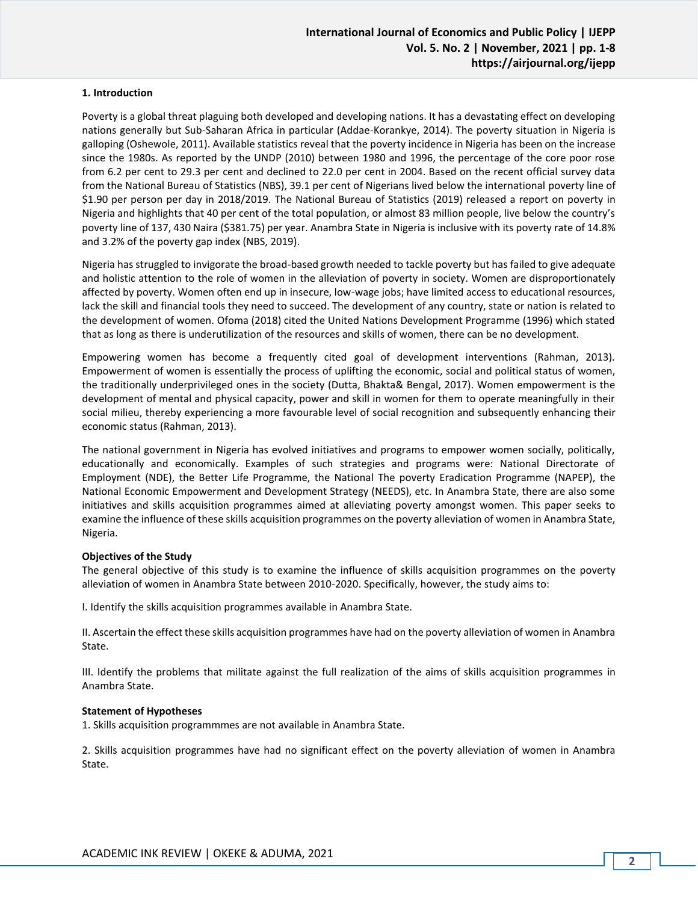## 1. Introduction

Poverty is a global threat plaguing both developed and developing nations. It has a devastating effect on developing nations generally but Sub-Saharan Africa in particular (Addae-Korankye, 2014). The poverty situation in Nigeria is galloping (Oshewole, 2011). Available statistics reveal that the poverty incidence in Nigeria has been on the increase since the 1980s. As reported by the UNDP (2010) between 1980 and 1996, the percentage of the core poor rose from 6.2 per cent to 29.3 per cent and declined to 22.0 per cent in 2004. Based on the recent official survey data from the National Bureau of Statistics (NBS), 39.1 per cent of Nigerians lived below the international poverty line of $1.90 per person per day in 2018/2019. The National Bureau of Statistics (2019) released a report on poverty in Nigeria and highlights that 40 per cent of the total population, or almost 83 million people, live below the country's poverty line of 137, 430 Naira ($381.75) per year. Anambra State in Nigeria is inclusive with its poverty rate of 14.8% and 3.2% of the poverty gap index (NBS, 2019).

Nigeria has struggled to invigorate the broad-based growth needed to tackle poverty but has failed to give adequate and holistic attention to the role of women in the alleviation of poverty in society. Women are disproportionately affected by poverty. Women often end up in insecure, low-wage jobs; have limited access to educational resources, lack the skill and financial tools they need to succeed. The development of any country, state or nation is related to the development of women. Ofoma (2018) cited the United Nations Development Programme (1996) which stated that as long as there is underutilization of the resources and skills of women, there can be no development.

Empowering women has become a frequently cited goal of development interventions (Rahman, 2013). Empowerment of women is essentially the process of uplifting the economic, social and political status of women, the traditionally underprivileged ones in the society (Dutta, Bhakta& Bengal, 2017). Women empowerment is the development of mental and physical capacity, power and skill in women for them to operate meaningfully in their social milieu, thereby experiencing a more favourable level of social recognition and subsequently enhancing their economic status (Rahman, 2013).

The national government in Nigeria has evolved initiatives and programs to empower women socially, politically, educationally and economically. Examples of such strategies and programs were: National Directorate of Employment (NDE), the Better Life Programme, the National The poverty Eradication Programme (NAPEP), the National Economic Empowerment and Development Strategy (NEEDS), etc. In Anambra State, there are also some initiatives and skills acquisition programmes aimed at alleviating poverty amongst women. This paper seeks to examine the influence of these skills acquisition programmes on the poverty alleviation of women in Anambra State, Nigeria.

### Objectives of the Study

The general objective of this study is to examine the influence of skills acquisition programmes on the poverty alleviation of women in Anambra State between 2010-2020. Specifically, however, the study aims to:

I. Identify the skills acquisition programmes available in Anambra State.

II. Ascertain the effect these skills acquisition programmes have had on the poverty alleviation of women in Anambra State.

III. Identify the problems that militate against the full realization of the aims of skills acquisition programmes in Anambra State.

### Statement of Hypotheses

1. Skills acquisition programmmes are not available in Anambra State.

2. Skills acquisition programmes have had no significant effect on the poverty alleviation of women in Anambra State.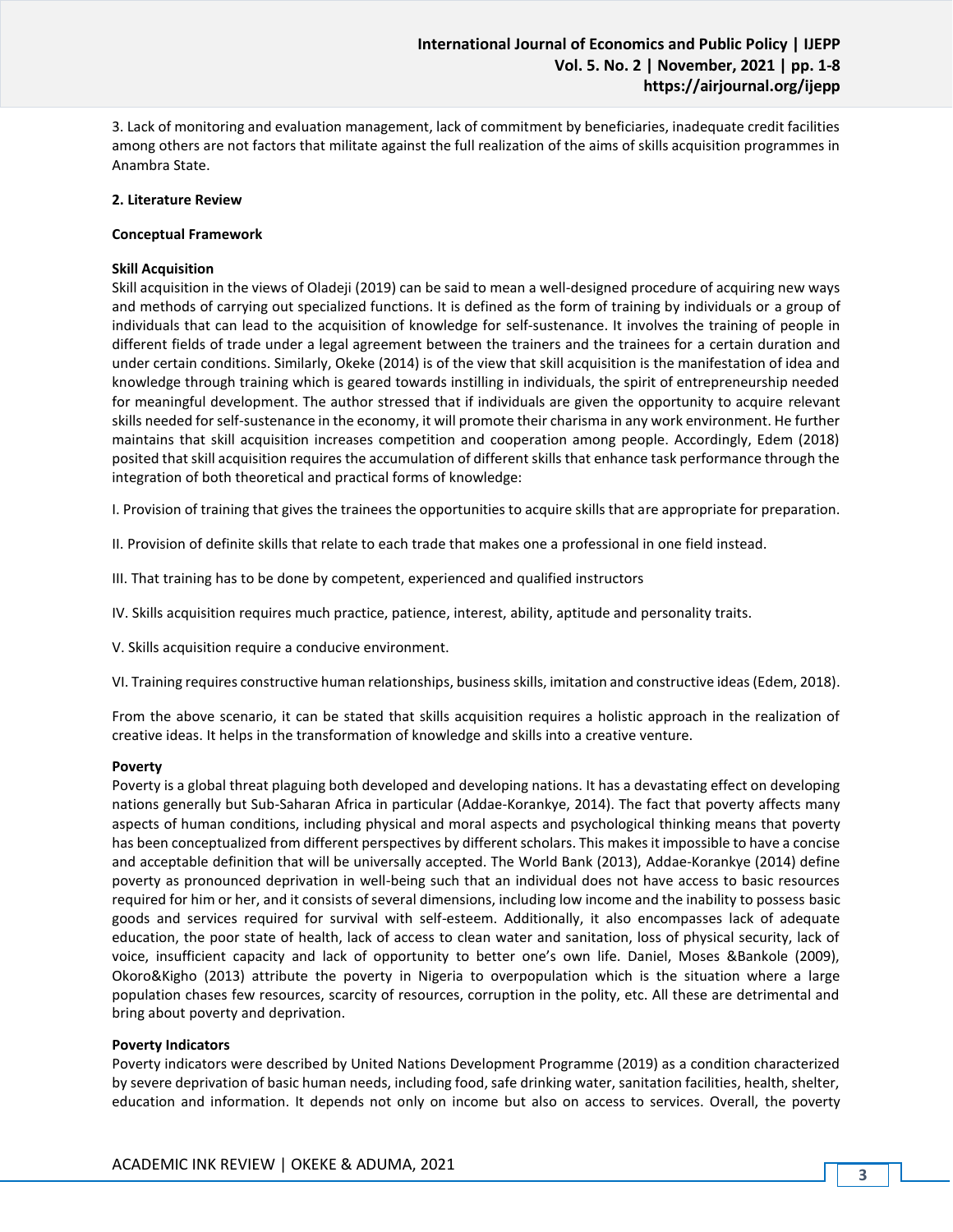3. Lack of monitoring and evaluation management, lack of commitment by beneficiaries, inadequate credit facilities among others are not factors that militate against the full realization of the aims of skills acquisition programmes in Anambra State.

## 2. Literature Review

### Conceptual Framework

#### Skill Acquisition

Skill acquisition in the views of Oladeji (2019) can be said to mean a well-designed procedure of acquiring new ways and methods of carrying out specialized functions. It is defined as the form of training by individuals or a group of individuals that can lead to the acquisition of knowledge for self-sustenance. It involves the training of people in different fields of trade under a legal agreement between the trainers and the trainees for a certain duration and under certain conditions. Similarly, Okeke (2014) is of the view that skill acquisition is the manifestation of idea and knowledge through training which is geared towards instilling in individuals, the spirit of entrepreneurship needed for meaningful development. The author stressed that if individuals are given the opportunity to acquire relevant skills needed for self-sustenance in the economy, it will promote their charisma in any work environment. He further maintains that skill acquisition increases competition and cooperation among people. Accordingly, Edem (2018) posited that skill acquisition requires the accumulation of different skills that enhance task performance through the integration of both theoretical and practical forms of knowledge:

I. Provision of training that gives the trainees the opportunities to acquire skills that are appropriate for preparation.

II. Provision of definite skills that relate to each trade that makes one a professional in one field instead.

III. That training has to be done by competent, experienced and qualified instructors

IV. Skills acquisition requires much practice, patience, interest, ability, aptitude and personality traits.

V. Skills acquisition require a conducive environment.

VI. Training requires constructive human relationships, business skills, imitation and constructive ideas (Edem, 2018).

From the above scenario, it can be stated that skills acquisition requires a holistic approach in the realization of creative ideas. It helps in the transformation of knowledge and skills into a creative venture.

#### Poverty

Poverty is a global threat plaguing both developed and developing nations. It has a devastating effect on developing nations generally but Sub-Saharan Africa in particular (Addae-Korankye, 2014). The fact that poverty affects many aspects of human conditions, including physical and moral aspects and psychological thinking means that poverty has been conceptualized from different perspectives by different scholars. This makes it impossible to have a concise and acceptable definition that will be universally accepted. The World Bank (2013), Addae-Korankye (2014) define poverty as pronounced deprivation in well-being such that an individual does not have access to basic resources required for him or her, and it consists of several dimensions, including low income and the inability to possess basic goods and services required for survival with self-esteem. Additionally, it also encompasses lack of adequate education, the poor state of health, lack of access to clean water and sanitation, loss of physical security, lack of voice, insufficient capacity and lack of opportunity to better one's own life. Daniel, Moses &Bankole (2009), Okoro&Kigho (2013) attribute the poverty in Nigeria to overpopulation which is the situation where a large population chases few resources, scarcity of resources, corruption in the polity, etc. All these are detrimental and bring about poverty and deprivation.

#### Poverty Indicators

Poverty indicators were described by United Nations Development Programme (2019) as a condition characterized by severe deprivation of basic human needs, including food, safe drinking water, sanitation facilities, health, shelter, education and information. It depends not only on income but also on access to services. Overall, the poverty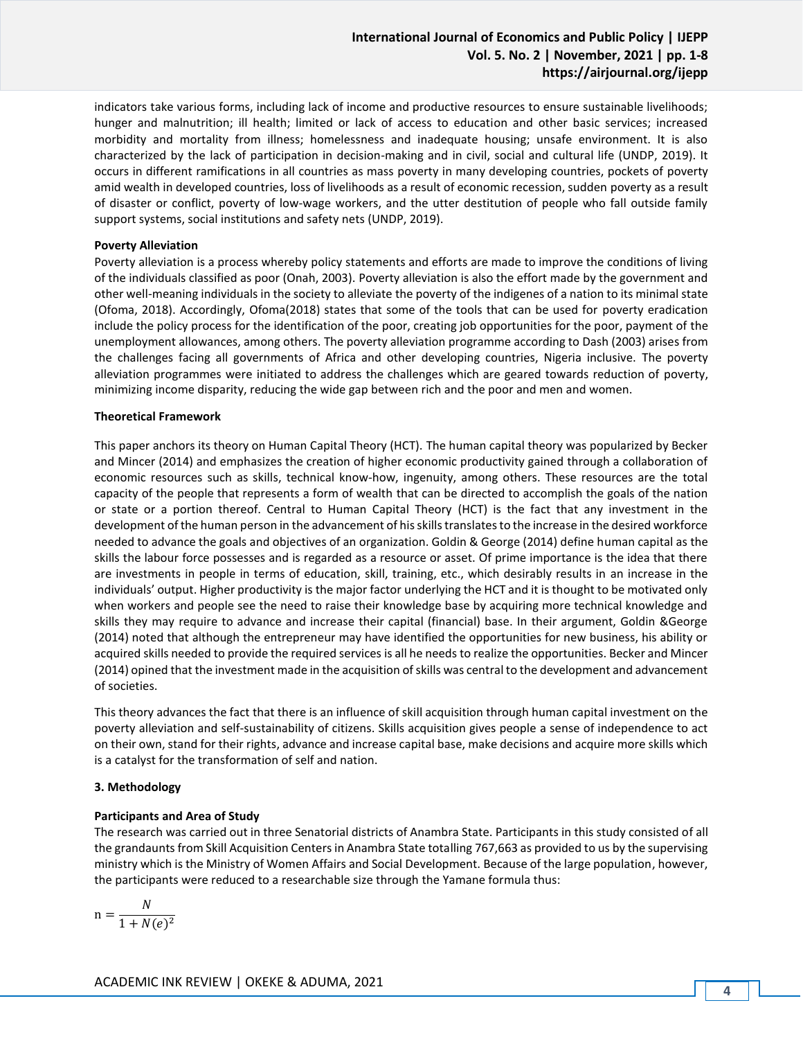indicators take various forms, including lack of income and productive resources to ensure sustainable livelihoods; hunger and malnutrition; ill health; limited or lack of access to education and other basic services; increased morbidity and mortality from illness; homelessness and inadequate housing; unsafe environment. It is also characterized by the lack of participation in decision-making and in civil, social and cultural life (UNDP, 2019). It occurs in different ramifications in all countries as mass poverty in many developing countries, pockets of poverty amid wealth in developed countries, loss of livelihoods as a result of economic recession, sudden poverty as a result of disaster or conflict, poverty of low-wage workers, and the utter destitution of people who fall outside family support systems, social institutions and safety nets (UNDP, 2019).

**Poverty Alleviation**

Poverty alleviation is a process whereby policy statements and efforts are made to improve the conditions of living of the individuals classified as poor (Onah, 2003). Poverty alleviation is also the effort made by the government and other well-meaning individuals in the society to alleviate the poverty of the indigenes of a nation to its minimal state (Ofoma, 2018). Accordingly, Ofoma(2018) states that some of the tools that can be used for poverty eradication include the policy process for the identification of the poor, creating job opportunities for the poor, payment of the unemployment allowances, among others. The poverty alleviation programme according to Dash (2003) arises from the challenges facing all governments of Africa and other developing countries, Nigeria inclusive. The poverty alleviation programmes were initiated to address the challenges which are geared towards reduction of poverty, minimizing income disparity, reducing the wide gap between rich and the poor and men and women.

**Theoretical Framework**

This paper anchors its theory on Human Capital Theory (HCT). The human capital theory was popularized by Becker and Mincer (2014) and emphasizes the creation of higher economic productivity gained through a collaboration of economic resources such as skills, technical know-how, ingenuity, among others. These resources are the total capacity of the people that represents a form of wealth that can be directed to accomplish the goals of the nation or state or a portion thereof. Central to Human Capital Theory (HCT) is the fact that any investment in the development of the human person in the advancement of his skills translates to the increase in the desired workforce needed to advance the goals and objectives of an organization. Goldin & George (2014) define human capital as the skills the labour force possesses and is regarded as a resource or asset. Of prime importance is the idea that there are investments in people in terms of education, skill, training, etc., which desirably results in an increase in the individuals' output. Higher productivity is the major factor underlying the HCT and it is thought to be motivated only when workers and people see the need to raise their knowledge base by acquiring more technical knowledge and skills they may require to advance and increase their capital (financial) base. In their argument, Goldin &George (2014) noted that although the entrepreneur may have identified the opportunities for new business, his ability or acquired skills needed to provide the required services is all he needs to realize the opportunities. Becker and Mincer (2014) opined that the investment made in the acquisition of skills was central to the development and advancement of societies.

This theory advances the fact that there is an influence of skill acquisition through human capital investment on the poverty alleviation and self-sustainability of citizens. Skills acquisition gives people a sense of independence to act on their own, stand for their rights, advance and increase capital base, make decisions and acquire more skills which is a catalyst for the transformation of self and nation.

## 3. Methodology

**Participants and Area of Study**

The research was carried out in three Senatorial districts of Anambra State. Participants in this study consisted of all the grandaunts from Skill Acquisition Centers in Anambra State totalling 767,663 as provided to us by the supervising ministry which is the Ministry of Women Affairs and Social Development. Because of the large population, however, the participants were reduced to a researchable size through the Yamane formula thus:

$$n = \frac{N}{1 + N(e)^2}$$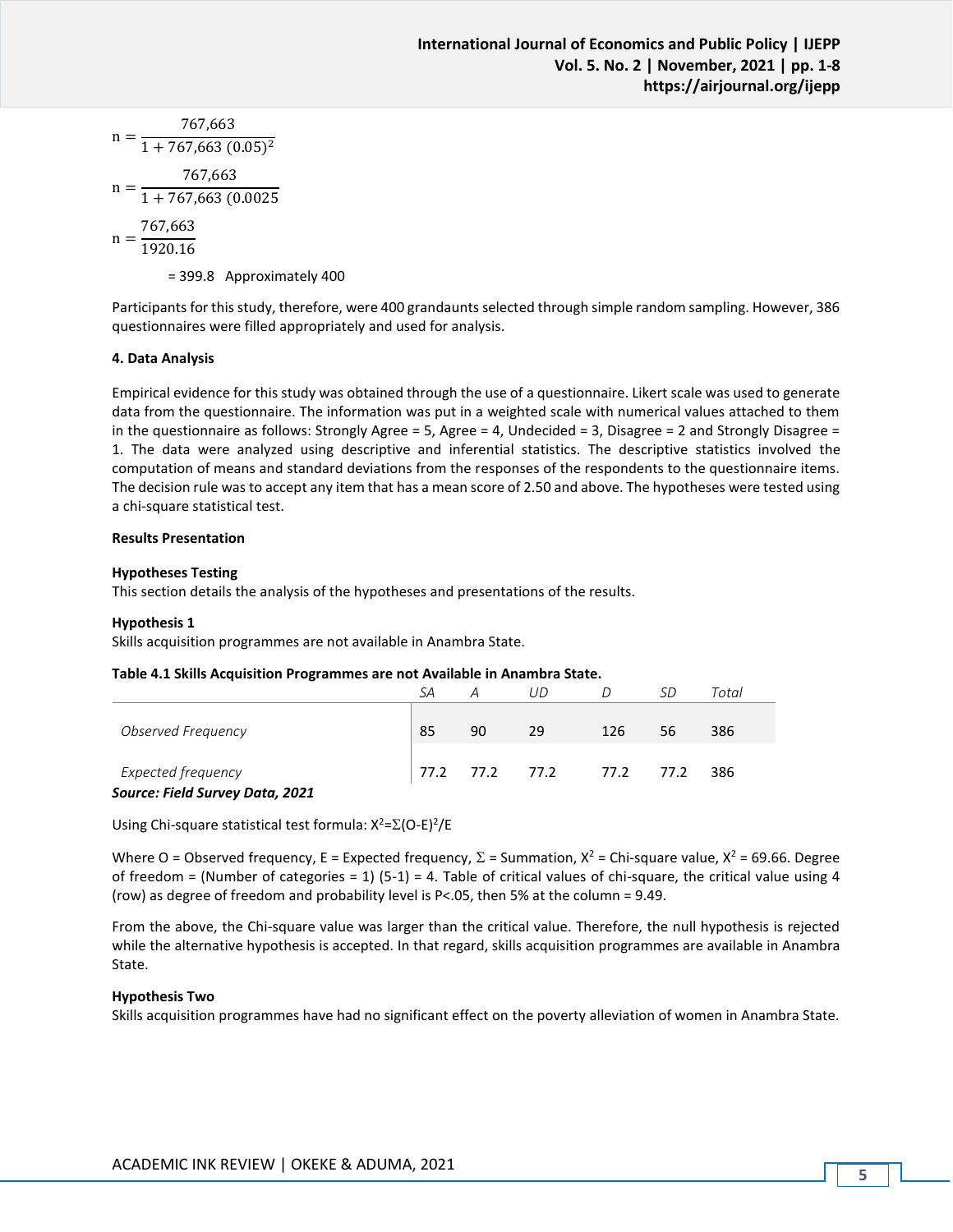$$n = \frac{767,663}{1 + 767,663\ (0.05)^2}$$

$$n = \frac{767,663}{1 + 767,663\ (0.0025}$$

$$n = \frac{767,663}{1920.16}$$

= 399.8 Approximately 400

Participants for this study, therefore, were 400 grandaunts selected through simple random sampling. However, 386 questionnaires were filled appropriately and used for analysis.

**4. Data Analysis**

Empirical evidence for this study was obtained through the use of a questionnaire. Likert scale was used to generate data from the questionnaire. The information was put in a weighted scale with numerical values attached to them in the questionnaire as follows: Strongly Agree = 5, Agree = 4, Undecided = 3, Disagree = 2 and Strongly Disagree = 1. The data were analyzed using descriptive and inferential statistics. The descriptive statistics involved the computation of means and standard deviations from the responses of the respondents to the questionnaire items. The decision rule was to accept any item that has a mean score of 2.50 and above. The hypotheses were tested using a chi-square statistical test.

**Results Presentation**

**Hypotheses Testing**

This section details the analysis of the hypotheses and presentations of the results.

**Hypothesis 1**

Skills acquisition programmes are not available in Anambra State.

**Table 4.1 Skills Acquisition Programmes are not Available in Anambra State.**

| | *SA* | *A* | *UD* | *D* | *SD* | *Total* |
|---|---|---|---|---|---|---|
| *Observed Frequency* | 85 | 90 | 29 | 126 | 56 | 386 |
| *Expected frequency* | 77.2 | 77.2 | 77.2 | 77.2 | 77.2 | 386 |

***Source: Field Survey Data, 2021***

Using Chi-square statistical test formula: $X^2 = \Sigma(O-E)^2/E$

Where O = Observed frequency, E = Expected frequency, $\Sigma$ = Summation, $X^2$ = Chi-square value, $X^2$ = 69.66. Degree of freedom = (Number of categories = 1) (5-1) = 4. Table of critical values of chi-square, the critical value using 4 (row) as degree of freedom and probability level is P<.05, then 5% at the column = 9.49.

From the above, the Chi-square value was larger than the critical value. Therefore, the null hypothesis is rejected while the alternative hypothesis is accepted. In that regard, skills acquisition programmes are available in Anambra State.

**Hypothesis Two**

Skills acquisition programmes have had no significant effect on the poverty alleviation of women in Anambra State.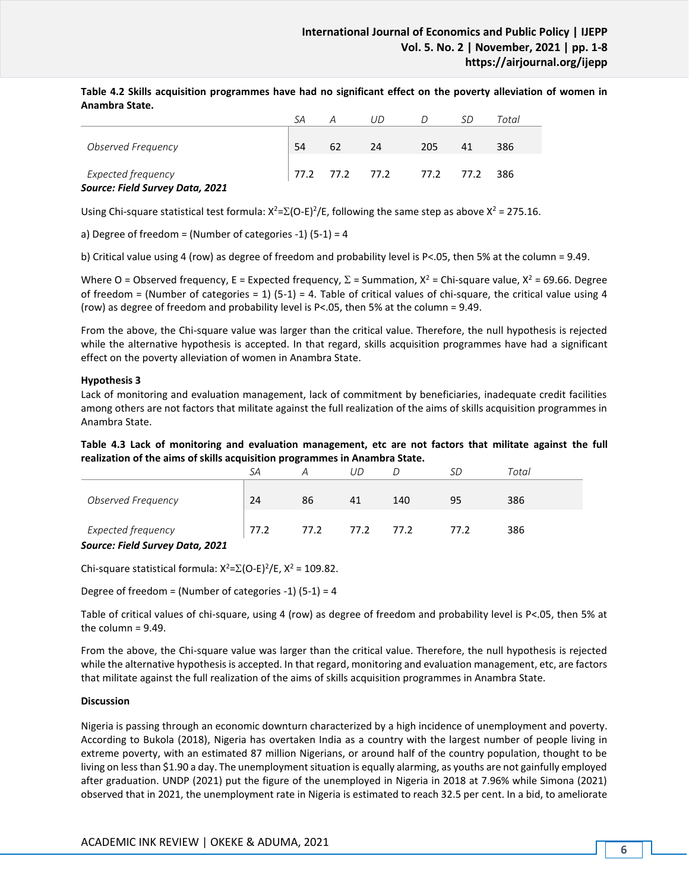**Table 4.2 Skills acquisition programmes have had no significant effect on the poverty alleviation of women in Anambra State.**

| | *SA* | *A* | *UD* | *D* | *SD* | *Total* |
|---|---|---|---|---|---|---|
| *Observed Frequency* | 54 | 62 | 24 | 205 | 41 | 386 |
| *Expected frequency* | 77.2 | 77.2 | 77.2 | 77.2 | 77.2 | 386 |

***Source: Field Survey Data, 2021***

Using Chi-square statistical test formula: $X^2 = \Sigma(O-E)^2/E$, following the same step as above $X^2 = 275.16$.

a) Degree of freedom = (Number of categories -1) (5-1) = 4

b) Critical value using 4 (row) as degree of freedom and probability level is P<.05, then 5% at the column = 9.49.

Where O = Observed frequency, E = Expected frequency, $\Sigma$ = Summation, $X^2$ = Chi-square value, $X^2 = 69.66$. Degree of freedom = (Number of categories = 1) (5-1) = 4. Table of critical values of chi-square, the critical value using 4 (row) as degree of freedom and probability level is P<.05, then 5% at the column = 9.49.

From the above, the Chi-square value was larger than the critical value. Therefore, the null hypothesis is rejected while the alternative hypothesis is accepted. In that regard, skills acquisition programmes have had a significant effect on the poverty alleviation of women in Anambra State.

**Hypothesis 3**

Lack of monitoring and evaluation management, lack of commitment by beneficiaries, inadequate credit facilities among others are not factors that militate against the full realization of the aims of skills acquisition programmes in Anambra State.

**Table 4.3 Lack of monitoring and evaluation management, etc are not factors that militate against the full realization of the aims of skills acquisition programmes in Anambra State.**

| | *SA* | *A* | *UD* | *D* | *SD* | *Total* |
|---|---|---|---|---|---|---|
| *Observed Frequency* | 24 | 86 | 41 | 140 | 95 | 386 |
| *Expected frequency* | 77.2 | 77.2 | 77.2 | 77.2 | 77.2 | 386 |

***Source: Field Survey Data, 2021***

Chi-square statistical formula: $X^2 = \Sigma(O-E)^2/E$, $X^2 = 109.82$.

Degree of freedom = (Number of categories -1) (5-1) = 4

Table of critical values of chi-square, using 4 (row) as degree of freedom and probability level is P<.05, then 5% at the column = 9.49.

From the above, the Chi-square value was larger than the critical value. Therefore, the null hypothesis is rejected while the alternative hypothesis is accepted. In that regard, monitoring and evaluation management, etc, are factors that militate against the full realization of the aims of skills acquisition programmes in Anambra State.

**Discussion**

Nigeria is passing through an economic downturn characterized by a high incidence of unemployment and poverty. According to Bukola (2018), Nigeria has overtaken India as a country with the largest number of people living in extreme poverty, with an estimated 87 million Nigerians, or around half of the country population, thought to be living on less than $1.90 a day. The unemployment situation is equally alarming, as youths are not gainfully employed after graduation. UNDP (2021) put the figure of the unemployed in Nigeria in 2018 at 7.96% while Simona (2021) observed that in 2021, the unemployment rate in Nigeria is estimated to reach 32.5 per cent. In a bid, to ameliorate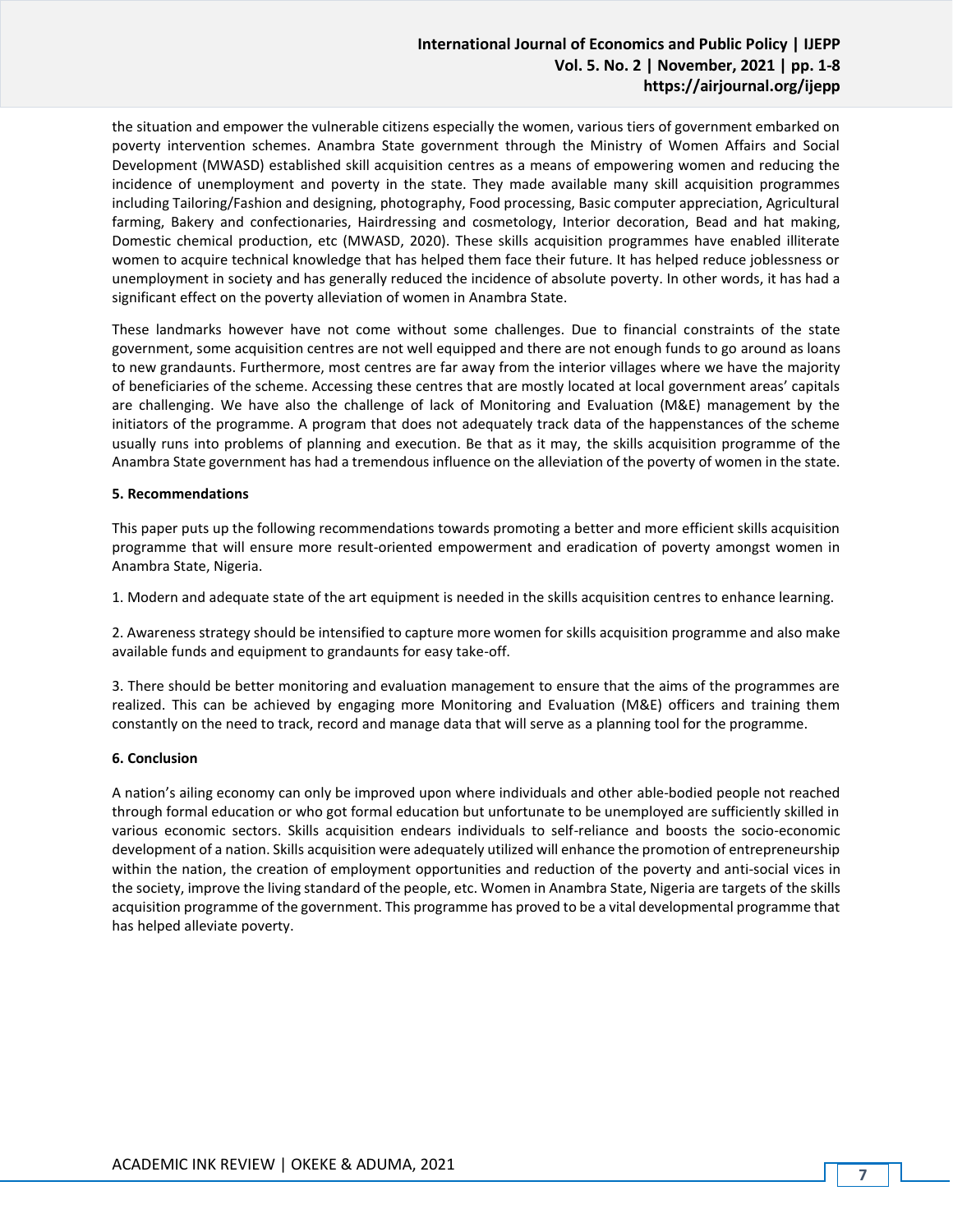the situation and empower the vulnerable citizens especially the women, various tiers of government embarked on poverty intervention schemes. Anambra State government through the Ministry of Women Affairs and Social Development (MWASD) established skill acquisition centres as a means of empowering women and reducing the incidence of unemployment and poverty in the state. They made available many skill acquisition programmes including Tailoring/Fashion and designing, photography, Food processing, Basic computer appreciation, Agricultural farming, Bakery and confectionaries, Hairdressing and cosmetology, Interior decoration, Bead and hat making, Domestic chemical production, etc (MWASD, 2020). These skills acquisition programmes have enabled illiterate women to acquire technical knowledge that has helped them face their future. It has helped reduce joblessness or unemployment in society and has generally reduced the incidence of absolute poverty. In other words, it has had a significant effect on the poverty alleviation of women in Anambra State.

These landmarks however have not come without some challenges. Due to financial constraints of the state government, some acquisition centres are not well equipped and there are not enough funds to go around as loans to new grandaunts. Furthermore, most centres are far away from the interior villages where we have the majority of beneficiaries of the scheme. Accessing these centres that are mostly located at local government areas' capitals are challenging. We have also the challenge of lack of Monitoring and Evaluation (M&E) management by the initiators of the programme. A program that does not adequately track data of the happenstances of the scheme usually runs into problems of planning and execution. Be that as it may, the skills acquisition programme of the Anambra State government has had a tremendous influence on the alleviation of the poverty of women in the state.

## 5. Recommendations

This paper puts up the following recommendations towards promoting a better and more efficient skills acquisition programme that will ensure more result-oriented empowerment and eradication of poverty amongst women in Anambra State, Nigeria.

1. Modern and adequate state of the art equipment is needed in the skills acquisition centres to enhance learning.

2. Awareness strategy should be intensified to capture more women for skills acquisition programme and also make available funds and equipment to grandaunts for easy take-off.

3. There should be better monitoring and evaluation management to ensure that the aims of the programmes are realized. This can be achieved by engaging more Monitoring and Evaluation (M&E) officers and training them constantly on the need to track, record and manage data that will serve as a planning tool for the programme.

## 6. Conclusion

A nation's ailing economy can only be improved upon where individuals and other able-bodied people not reached through formal education or who got formal education but unfortunate to be unemployed are sufficiently skilled in various economic sectors. Skills acquisition endears individuals to self-reliance and boosts the socio-economic development of a nation. Skills acquisition were adequately utilized will enhance the promotion of entrepreneurship within the nation, the creation of employment opportunities and reduction of the poverty and anti-social vices in the society, improve the living standard of the people, etc. Women in Anambra State, Nigeria are targets of the skills acquisition programme of the government. This programme has proved to be a vital developmental programme that has helped alleviate poverty.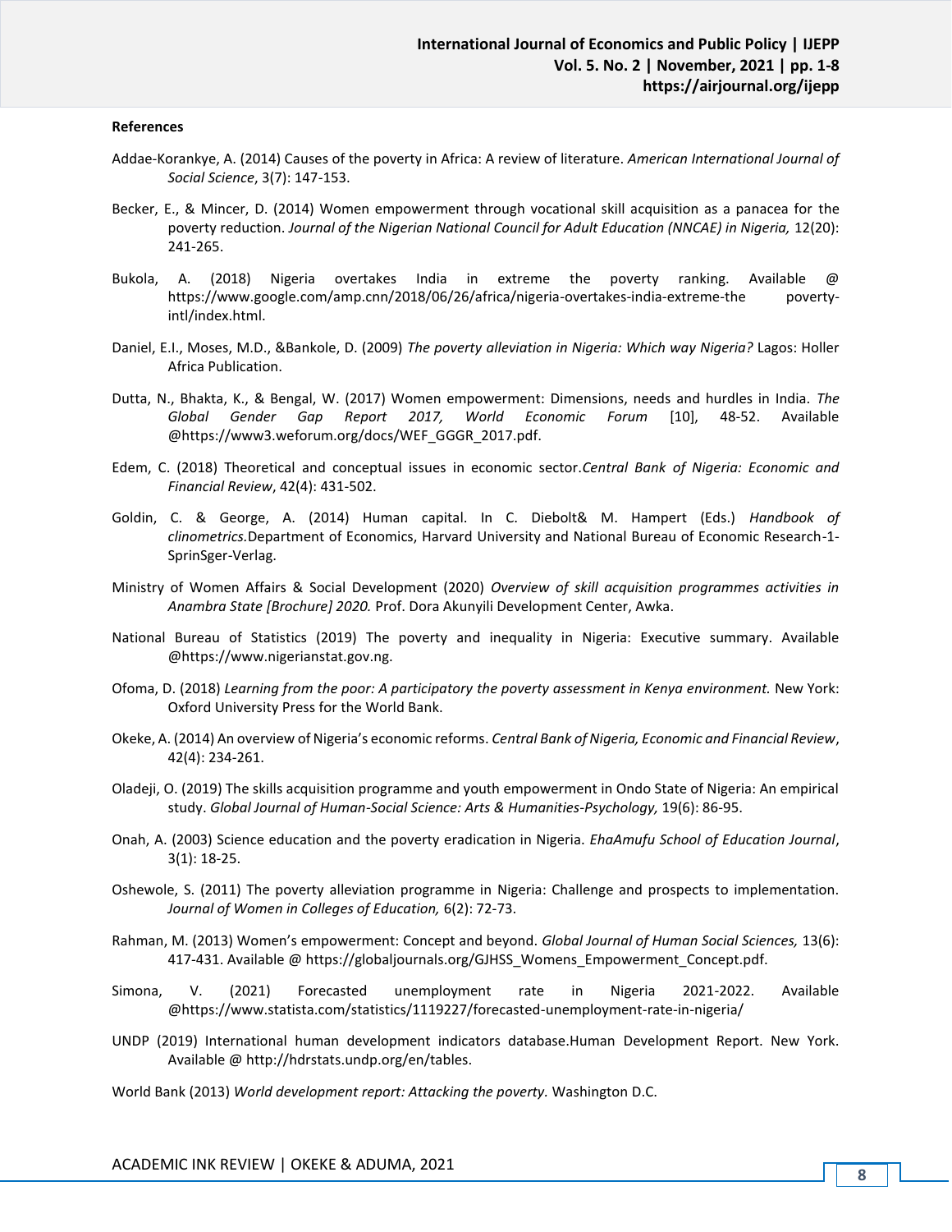**References**

Addae-Korankye, A. (2014) Causes of the poverty in Africa: A review of literature. *American International Journal of Social Science*, 3(7): 147-153.

Becker, E., & Mincer, D. (2014) Women empowerment through vocational skill acquisition as a panacea for the poverty reduction. *Journal of the Nigerian National Council for Adult Education (NNCAE) in Nigeria,* 12(20): 241-265.

Bukola, A. (2018) Nigeria overtakes India in extreme the poverty ranking. Available @ https://www.google.com/amp.cnn/2018/06/26/africa/nigeria-overtakes-india-extreme-the poverty-intl/index.html.

Daniel, E.I., Moses, M.D., &Bankole, D. (2009) *The poverty alleviation in Nigeria: Which way Nigeria?* Lagos: Holler Africa Publication.

Dutta, N., Bhakta, K., & Bengal, W. (2017) Women empowerment: Dimensions, needs and hurdles in India. *The Global Gender Gap Report 2017, World Economic Forum* [10], 48-52. Available @https://www3.weforum.org/docs/WEF_GGGR_2017.pdf.

Edem, C. (2018) Theoretical and conceptual issues in economic sector.*Central Bank of Nigeria: Economic and Financial Review*, 42(4): 431-502.

Goldin, C. & George, A. (2014) Human capital. In C. Diebolt& M. Hampert (Eds.) *Handbook of clinometrics.*Department of Economics, Harvard University and National Bureau of Economic Research-1-SprinSger-Verlag.

Ministry of Women Affairs & Social Development (2020) *Overview of skill acquisition programmes activities in Anambra State [Brochure] 2020.* Prof. Dora Akunyili Development Center, Awka.

National Bureau of Statistics (2019) The poverty and inequality in Nigeria: Executive summary. Available @https://www.nigerianstat.gov.ng.

Ofoma, D. (2018) *Learning from the poor: A participatory the poverty assessment in Kenya environment.* New York: Oxford University Press for the World Bank.

Okeke, A. (2014) An overview of Nigeria's economic reforms. *Central Bank of Nigeria, Economic and Financial Review*, 42(4): 234-261.

Oladeji, O. (2019) The skills acquisition programme and youth empowerment in Ondo State of Nigeria: An empirical study. *Global Journal of Human-Social Science: Arts & Humanities-Psychology,* 19(6): 86-95.

Onah, A. (2003) Science education and the poverty eradication in Nigeria. *EhaAmufu School of Education Journal*, 3(1): 18-25.

Oshewole, S. (2011) The poverty alleviation programme in Nigeria: Challenge and prospects to implementation. *Journal of Women in Colleges of Education,* 6(2): 72-73.

Rahman, M. (2013) Women's empowerment: Concept and beyond. *Global Journal of Human Social Sciences,* 13(6): 417-431. Available @ https://globaljournals.org/GJHSS_Womens_Empowerment_Concept.pdf.

Simona, V. (2021) Forecasted unemployment rate in Nigeria 2021-2022. Available @https://www.statista.com/statistics/1119227/forecasted-unemployment-rate-in-nigeria/

UNDP (2019) International human development indicators database.Human Development Report. New York. Available @ http://hdrstats.undp.org/en/tables.

World Bank (2013) *World development report: Attacking the poverty.* Washington D.C.